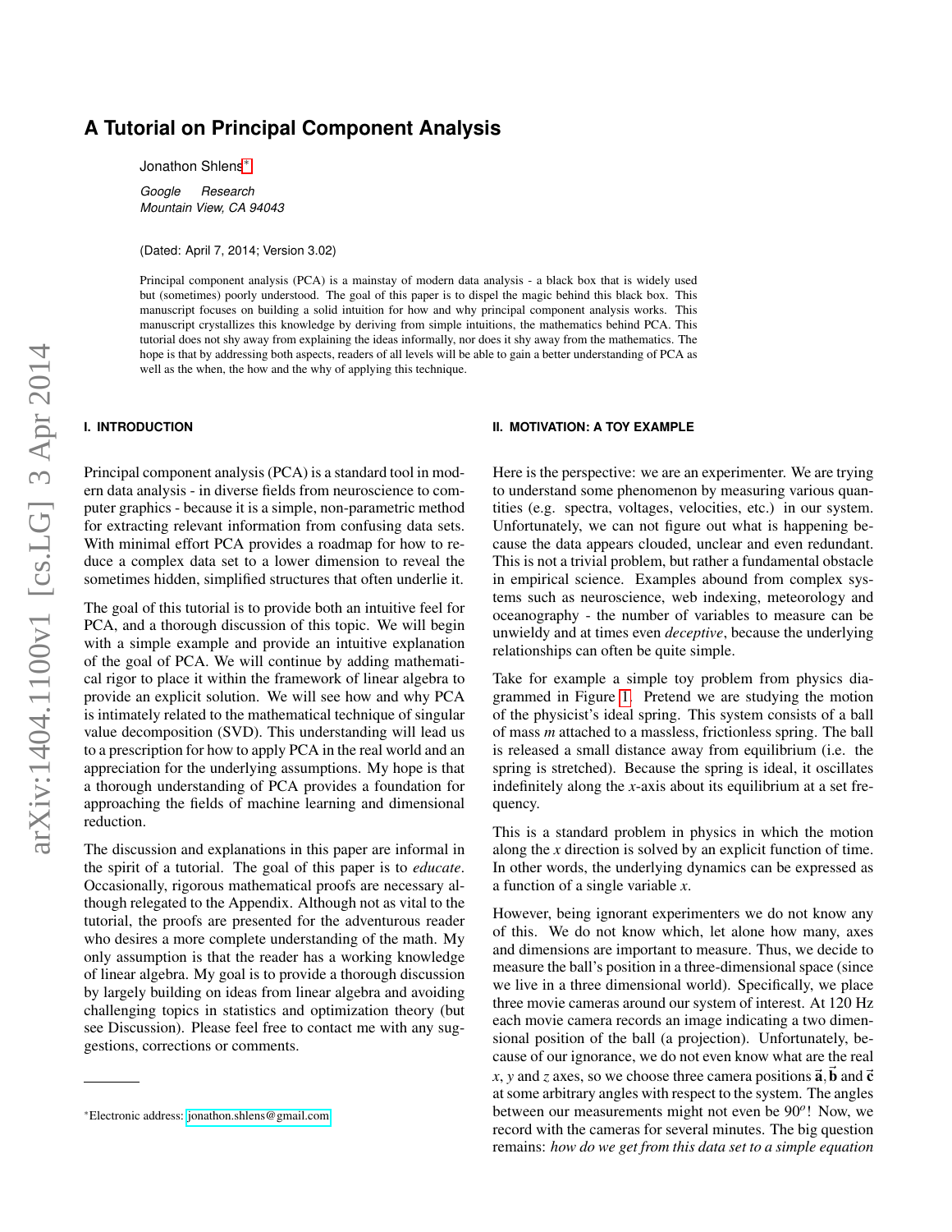# A Tutorial on Principal Component Analysis

Jonathon Shlens*

*Google Research*
*Mountain View, CA 94043*

(Dated: April 7, 2014; Version 3.02)

Principal component analysis (PCA) is a mainstay of modern data analysis - a black box that is widely used but (sometimes) poorly understood. The goal of this paper is to dispel the magic behind this black box. This manuscript focuses on building a solid intuition for how and why principal component analysis works. This manuscript crystallizes this knowledge by deriving from simple intuitions, the mathematics behind PCA. This tutorial does not shy away from explaining the ideas informally, nor does it shy away from the mathematics. The hope is that by addressing both aspects, readers of all levels will be able to gain a better understanding of PCA as well as the when, the how and the why of applying this technique.

## I. INTRODUCTION

Principal component analysis (PCA) is a standard tool in modern data analysis - in diverse fields from neuroscience to computer graphics - because it is a simple, non-parametric method for extracting relevant information from confusing data sets. With minimal effort PCA provides a roadmap for how to reduce a complex data set to a lower dimension to reveal the sometimes hidden, simplified structures that often underlie it.

The goal of this tutorial is to provide both an intuitive feel for PCA, and a thorough discussion of this topic. We will begin with a simple example and provide an intuitive explanation of the goal of PCA. We will continue by adding mathematical rigor to place it within the framework of linear algebra to provide an explicit solution. We will see how and why PCA is intimately related to the mathematical technique of singular value decomposition (SVD). This understanding will lead us to a prescription for how to apply PCA in the real world and an appreciation for the underlying assumptions. My hope is that a thorough understanding of PCA provides a foundation for approaching the fields of machine learning and dimensional reduction.

The discussion and explanations in this paper are informal in the spirit of a tutorial. The goal of this paper is to *educate*. Occasionally, rigorous mathematical proofs are necessary although relegated to the Appendix. Although not as vital to the tutorial, the proofs are presented for the adventurous reader who desires a more complete understanding of the math. My only assumption is that the reader has a working knowledge of linear algebra. My goal is to provide a thorough discussion by largely building on ideas from linear algebra and avoiding challenging topics in statistics and optimization theory (but see Discussion). Please feel free to contact me with any suggestions, corrections or comments.

## II. MOTIVATION: A TOY EXAMPLE

Here is the perspective: we are an experimenter. We are trying to understand some phenomenon by measuring various quantities (e.g. spectra, voltages, velocities, etc.) in our system. Unfortunately, we can not figure out what is happening because the data appears clouded, unclear and even redundant. This is not a trivial problem, but rather a fundamental obstacle in empirical science. Examples abound from complex systems such as neuroscience, web indexing, meteorology and oceanography - the number of variables to measure can be unwieldy and at times even *deceptive*, because the underlying relationships can often be quite simple.

Take for example a simple toy problem from physics diagrammed in Figure 1. Pretend we are studying the motion of the physicist's ideal spring. This system consists of a ball of mass $m$ attached to a massless, frictionless spring. The ball is released a small distance away from equilibrium (i.e. the spring is stretched). Because the spring is ideal, it oscillates indefinitely along the $x$-axis about its equilibrium at a set frequency.

This is a standard problem in physics in which the motion along the $x$ direction is solved by an explicit function of time. In other words, the underlying dynamics can be expressed as a function of a single variable $x$.

However, being ignorant experimenters we do not know any of this. We do not know which, let alone how many, axes and dimensions are important to measure. Thus, we decide to measure the ball's position in a three-dimensional space (since we live in a three dimensional world). Specifically, we place three movie cameras around our system of interest. At 120 Hz each movie camera records an image indicating a two dimensional position of the ball (a projection). Unfortunately, because of our ignorance, we do not even know what are the real $x$, $y$ and $z$ axes, so we choose three camera positions $\vec{\mathbf{a}}, \vec{\mathbf{b}}$ and $\vec{\mathbf{c}}$ at some arbitrary angles with respect to the system. The angles between our measurements might not even be $90^o$! Now, we record with the cameras for several minutes. The big question remains: *how do we get from this data set to a simple equation*

---

*Electronic address: jonathon.shlens@gmail.com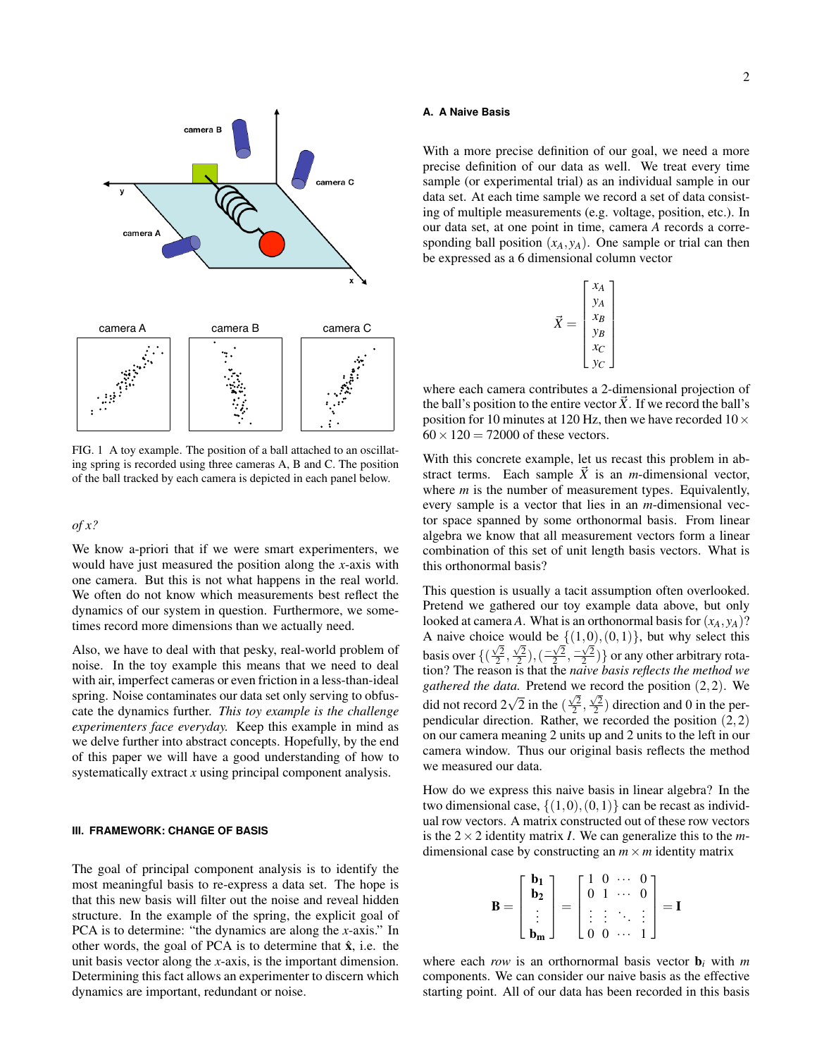FIG. 1 A toy example. The position of a ball attached to an oscillating spring is recorded using three cameras A, B and C. The position of the ball tracked by each camera is depicted in each panel below.

*of x?*

We know a-priori that if we were smart experimenters, we would have just measured the position along the $x$-axis with one camera. But this is not what happens in the real world. We often do not know which measurements best reflect the dynamics of our system in question. Furthermore, we sometimes record more dimensions than we actually need.

Also, we have to deal with that pesky, real-world problem of noise. In the toy example this means that we need to deal with air, imperfect cameras or even friction in a less-than-ideal spring. Noise contaminates our data set only serving to obfuscate the dynamics further. *This toy example is the challenge experimenters face everyday.* Keep this example in mind as we delve further into abstract concepts. Hopefully, by the end of this paper we will have a good understanding of how to systematically extract $x$ using principal component analysis.

### III. FRAMEWORK: CHANGE OF BASIS

The goal of principal component analysis is to identify the most meaningful basis to re-express a data set. The hope is that this new basis will filter out the noise and reveal hidden structure. In the example of the spring, the explicit goal of PCA is to determine: "the dynamics are along the $x$-axis." In other words, the goal of PCA is to determine that $\hat{\mathbf{x}}$, i.e. the unit basis vector along the $x$-axis, is the important dimension. Determining this fact allows an experimenter to discern which dynamics are important, redundant or noise.

#### A. A Naive Basis

With a more precise definition of our goal, we need a more precise definition of our data as well. We treat every time sample (or experimental trial) as an individual sample in our data set. At each time sample we record a set of data consisting of multiple measurements (e.g. voltage, position, etc.). In our data set, at one point in time, camera $A$ records a corresponding ball position $(x_A, y_A)$. One sample or trial can then be expressed as a 6 dimensional column vector

$$\vec{X} = \begin{bmatrix} x_A \\ y_A \\ x_B \\ y_B \\ x_C \\ y_C \end{bmatrix}$$

where each camera contributes a 2-dimensional projection of the ball's position to the entire vector $\vec{X}$. If we record the ball's position for 10 minutes at 120 Hz, then we have recorded $10 \times 60 \times 120 = 72000$ of these vectors.

With this concrete example, let us recast this problem in abstract terms. Each sample $\vec{X}$ is an $m$-dimensional vector, where $m$ is the number of measurement types. Equivalently, every sample is a vector that lies in an $m$-dimensional vector space spanned by some orthonormal basis. From linear algebra we know that all measurement vectors form a linear combination of this set of unit length basis vectors. What is this orthonormal basis?

This question is usually a tacit assumption often overlooked. Pretend we gathered our toy example data above, but only looked at camera $A$. What is an orthonormal basis for $(x_A, y_A)$? A naive choice would be $\{(1,0),(0,1)\}$, but why select this basis over $\{(\frac{\sqrt{2}}{2}, \frac{\sqrt{2}}{2}), (\frac{-\sqrt{2}}{2}, \frac{-\sqrt{2}}{2})\}$ or any other arbitrary rotation? The reason is that the *naive basis reflects the method we gathered the data.* Pretend we record the position $(2,2)$. We did not record $2\sqrt{2}$ in the $(\frac{\sqrt{2}}{2}, \frac{\sqrt{2}}{2})$ direction and 0 in the perpendicular direction. Rather, we recorded the position $(2,2)$ on our camera meaning 2 units up and 2 units to the left in our camera window. Thus our original basis reflects the method we measured our data.

How do we express this naive basis in linear algebra? In the two dimensional case, $\{(1,0),(0,1)\}$ can be recast as individual row vectors. A matrix constructed out of these row vectors is the $2 \times 2$ identity matrix $I$. We can generalize this to the $m$-dimensional case by constructing an $m \times m$ identity matrix

$$\mathbf{B} = \begin{bmatrix} \mathbf{b_1} \\ \mathbf{b_2} \\ \vdots \\ \mathbf{b_m} \end{bmatrix} = \begin{bmatrix} 1 & 0 & \cdots & 0 \\ 0 & 1 & \cdots & 0 \\ \vdots & \vdots & \ddots & \vdots \\ 0 & 0 & \cdots & 1 \end{bmatrix} = \mathbf{I}$$

where each *row* is an orthornormal basis vector $\mathbf{b}_i$ with $m$ components. We can consider our naive basis as the effective starting point. All of our data has been recorded in this basis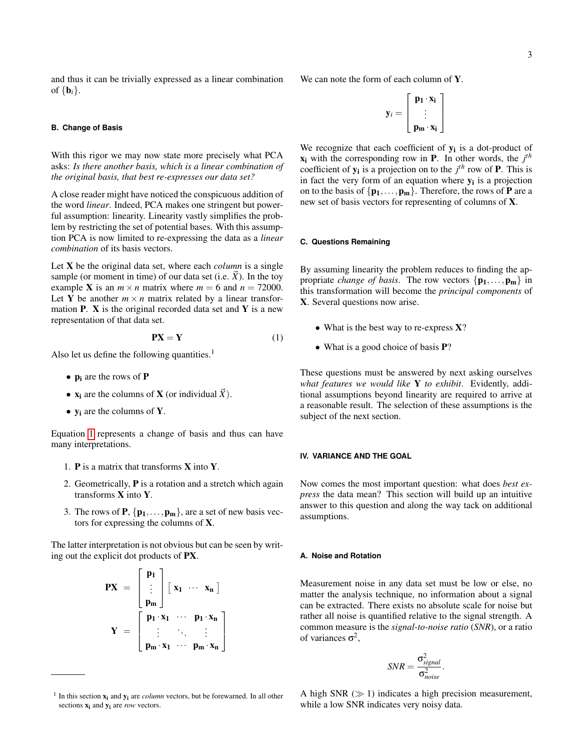and thus it can be trivially expressed as a linear combination of $\{\mathbf{b}_i\}$.

### B. Change of Basis

With this rigor we may now state more precisely what PCA asks: *Is there another basis, which is a linear combination of the original basis, that best re-expresses our data set?*

A close reader might have noticed the conspicuous addition of the word *linear*. Indeed, PCA makes one stringent but powerful assumption: linearity. Linearity vastly simplifies the problem by restricting the set of potential bases. With this assumption PCA is now limited to re-expressing the data as a *linear combination* of its basis vectors.

Let $\mathbf{X}$ be the original data set, where each *column* is a single sample (or moment in time) of our data set (i.e. $\vec{X}$). In the toy example $\mathbf{X}$ is an $m \times n$ matrix where $m = 6$ and $n = 72000$. Let $\mathbf{Y}$ be another $m \times n$ matrix related by a linear transformation $\mathbf{P}$. $\mathbf{X}$ is the original recorded data set and $\mathbf{Y}$ is a new representation of that data set.

$$\mathbf{PX} = \mathbf{Y} \tag{1}$$

Also let us define the following quantities.[1]

- $\mathbf{p_i}$ are the rows of $\mathbf{P}$
- $\mathbf{x_i}$ are the columns of $\mathbf{X}$ (or individual $\vec{X}$).
- $\mathbf{y_i}$ are the columns of $\mathbf{Y}$.

Equation 1 represents a change of basis and thus can have many interpretations.

1. $\mathbf{P}$ is a matrix that transforms $\mathbf{X}$ into $\mathbf{Y}$.
2. Geometrically, $\mathbf{P}$ is a rotation and a stretch which again transforms $\mathbf{X}$ into $\mathbf{Y}$.
3. The rows of $\mathbf{P}$, $\{\mathbf{p_1}, \ldots, \mathbf{p_m}\}$, are a set of new basis vectors for expressing the columns of $\mathbf{X}$.

The latter interpretation is not obvious but can be seen by writing out the explicit dot products of $\mathbf{PX}$.

$$\begin{aligned}
\mathbf{PX} &= \begin{bmatrix} \mathbf{p_1} \\ \vdots \\ \mathbf{p_m} \end{bmatrix} \begin{bmatrix} \mathbf{x_1} & \cdots & \mathbf{x_n} \end{bmatrix} \\
\mathbf{Y} &= \begin{bmatrix} \mathbf{p_1 \cdot x_1} & \cdots & \mathbf{p_1 \cdot x_n} \\ \vdots & \ddots & \vdots \\ \mathbf{p_m \cdot x_1} & \cdots & \mathbf{p_m \cdot x_n} \end{bmatrix}
\end{aligned}$$

[1] In this section $\mathbf{x_i}$ and $\mathbf{y_i}$ are *column* vectors, but be forewarned. In all other sections $\mathbf{x_i}$ and $\mathbf{y_i}$ are *row* vectors.

We can note the form of each column of $\mathbf{Y}$.

$$\mathbf{y}_i = \begin{bmatrix} \mathbf{p_1 \cdot x_i} \\ \vdots \\ \mathbf{p_m \cdot x_i} \end{bmatrix}$$

We recognize that each coefficient of $\mathbf{y_i}$ is a dot-product of $\mathbf{x_i}$ with the corresponding row in $\mathbf{P}$. In other words, the $j^{th}$ coefficient of $\mathbf{y_i}$ is a projection on to the $j^{th}$ row of $\mathbf{P}$. This is in fact the very form of an equation where $\mathbf{y_i}$ is a projection on to the basis of $\{\mathbf{p_1}, \ldots, \mathbf{p_m}\}$. Therefore, the rows of $\mathbf{P}$ are a new set of basis vectors for representing of columns of $\mathbf{X}$.

### C. Questions Remaining

By assuming linearity the problem reduces to finding the appropriate *change of basis*. The row vectors $\{\mathbf{p_1}, \ldots, \mathbf{p_m}\}$ in this transformation will become the *principal components* of $\mathbf{X}$. Several questions now arise.

- What is the best way to re-express $\mathbf{X}$?
- What is a good choice of basis $\mathbf{P}$?

These questions must be answered by next asking ourselves *what features we would like* $\mathbf{Y}$ *to exhibit*. Evidently, additional assumptions beyond linearity are required to arrive at a reasonable result. The selection of these assumptions is the subject of the next section.

## IV. VARIANCE AND THE GOAL

Now comes the most important question: what does *best express* the data mean? This section will build up an intuitive answer to this question and along the way tack on additional assumptions.

### A. Noise and Rotation

Measurement noise in any data set must be low or else, no matter the analysis technique, no information about a signal can be extracted. There exists no absolute scale for noise but rather all noise is quantified relative to the signal strength. A common measure is the *signal-to-noise ratio* (*SNR*), or a ratio of variances $\sigma^2$,

$$SNR = \frac{\sigma^2_{signal}}{\sigma^2_{noise}}.$$

A high SNR ($\gg 1$) indicates a high precision measurement, while a low SNR indicates very noisy data.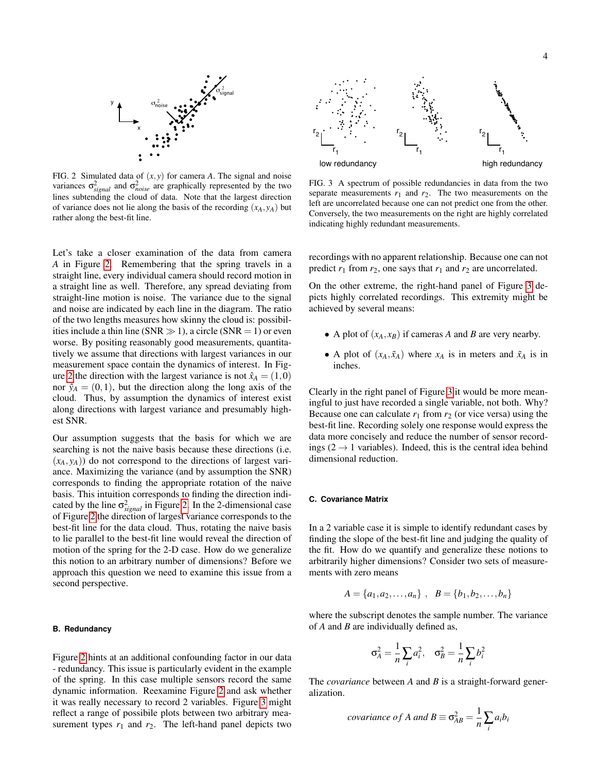FIG. 2 Simulated data of $(x, y)$ for camera $A$. The signal and noise variances $\sigma^2_{signal}$ and $\sigma^2_{noise}$ are graphically represented by the two lines subtending the cloud of data. Note that the largest direction of variance does not lie along the basis of the recording $(x_A, y_A)$ but rather along the best-fit line.

FIG. 3 A spectrum of possible redundancies in data from the two separate measurements $r_1$ and $r_2$. The two measurements on the left are uncorrelated because one can not predict one from the other. Conversely, the two measurements on the right are highly correlated indicating highly redundant measurements.

Let's take a closer examination of the data from camera $A$ in Figure 2. Remembering that the spring travels in a straight line, every individual camera should record motion in a straight line as well. Therefore, any spread deviating from straight-line motion is noise. The variance due to the signal and noise are indicated by each line in the diagram. The ratio of the two lengths measures how skinny the cloud is: possibilities include a thin line (SNR $\gg 1$), a circle (SNR $= 1$) or even worse. By positing reasonably good measurements, quantitatively we assume that directions with largest variances in our measurement space contain the dynamics of interest. In Figure 2 the direction with the largest variance is not $\hat{x}_A = (1,0)$ nor $\hat{y}_A = (0,1)$, but the direction along the long axis of the cloud. Thus, by assumption the dynamics of interest exist along directions with largest variance and presumably highest SNR.

Our assumption suggests that the basis for which we are searching is not the naive basis because these directions (i.e. $(x_A, y_A)$) do not correspond to the directions of largest variance. Maximizing the variance (and by assumption the SNR) corresponds to finding the appropriate rotation of the naive basis. This intuition corresponds to finding the direction indicated by the line $\sigma^2_{signal}$ in Figure 2. In the 2-dimensional case of Figure 2 the direction of largest variance corresponds to the best-fit line for the data cloud. Thus, rotating the naive basis to lie parallel to the best-fit line would reveal the direction of motion of the spring for the 2-D case. How do we generalize this notion to an arbitrary number of dimensions? Before we approach this question we need to examine this issue from a second perspective.

### B. Redundancy

Figure 2 hints at an additional confounding factor in our data - redundancy. This issue is particularly evident in the example of the spring. In this case multiple sensors record the same dynamic information. Reexamine Figure 2 and ask whether it was really necessary to record 2 variables. Figure 3 might reflect a range of possibile plots between two arbitrary measurement types $r_1$ and $r_2$. The left-hand panel depicts two recordings with no apparent relationship. Because one can not predict $r_1$ from $r_2$, one says that $r_1$ and $r_2$ are uncorrelated.

On the other extreme, the right-hand panel of Figure 3 depicts highly correlated recordings. This extremity might be achieved by several means:

- A plot of $(x_A, x_B)$ if cameras $A$ and $B$ are very nearby.
- A plot of $(x_A, \tilde{x}_A)$ where $x_A$ is in meters and $\tilde{x}_A$ is in inches.

Clearly in the right panel of Figure 3 it would be more meaningful to just have recorded a single variable, not both. Why? Because one can calculate $r_1$ from $r_2$ (or vice versa) using the best-fit line. Recording solely one response would express the data more concisely and reduce the number of sensor recordings ($2 \rightarrow 1$ variables). Indeed, this is the central idea behind dimensional reduction.

### C. Covariance Matrix

In a 2 variable case it is simple to identify redundant cases by finding the slope of the best-fit line and judging the quality of the fit. How do we quantify and generalize these notions to arbitrarily higher dimensions? Consider two sets of measurements with zero means

$$A = \{a_1, a_2, \ldots, a_n\}\ , \quad B = \{b_1, b_2, \ldots, b_n\}$$

where the subscript denotes the sample number. The variance of $A$ and $B$ are individually defined as,

$$\sigma^2_A = \frac{1}{n}\sum_i a_i^2, \quad \sigma^2_B = \frac{1}{n}\sum_i b_i^2$$

The *covariance* between $A$ and $B$ is a straight-forward generalization.

$$covariance\ of\ A\ and\ B \equiv \sigma^2_{AB} = \frac{1}{n}\sum_i a_i b_i$$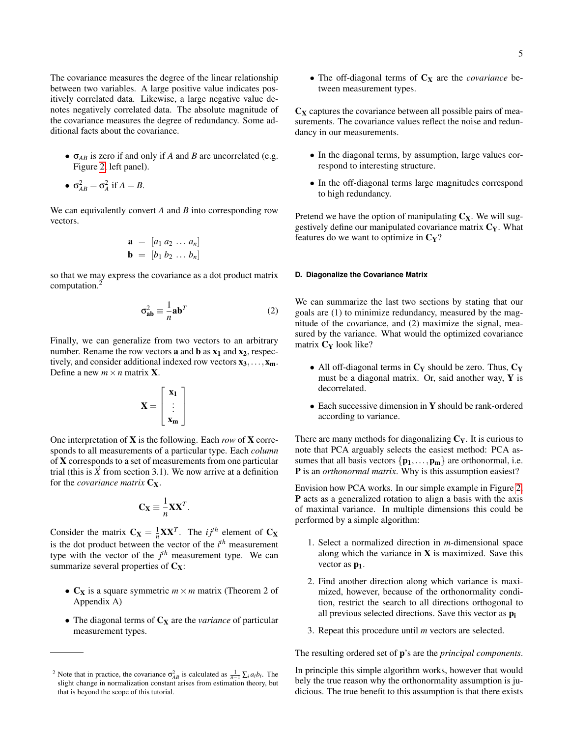The covariance measures the degree of the linear relationship between two variables. A large positive value indicates positively correlated data. Likewise, a large negative value denotes negatively correlated data. The absolute magnitude of the covariance measures the degree of redundancy. Some additional facts about the covariance.

- $\sigma_{AB}$ is zero if and only if $A$ and $B$ are uncorrelated (e.g. Figure 2, left panel).
- $\sigma^2_{AB} = \sigma^2_A$ if $A = B$.

We can equivalently convert $A$ and $B$ into corresponding row vectors.

$$\begin{aligned}
\mathbf{a} &= [a_1\ a_2\ \ldots\ a_n] \\
\mathbf{b} &= [b_1\ b_2\ \ldots\ b_n]
\end{aligned}$$

so that we may express the covariance as a dot product matrix computation.[2]

$$\sigma^2_{\mathbf{ab}} \equiv \frac{1}{n}\mathbf{a}\mathbf{b}^T \tag{2}$$

Finally, we can generalize from two vectors to an arbitrary number. Rename the row vectors $\mathbf{a}$ and $\mathbf{b}$ as $\mathbf{x_1}$ and $\mathbf{x_2}$, respectively, and consider additional indexed row vectors $\mathbf{x_3}, \ldots, \mathbf{x_m}$. Define a new $m \times n$ matrix $\mathbf{X}$.

$$\mathbf{X} = \begin{bmatrix} \mathbf{x_1} \\ \vdots \\ \mathbf{x_m} \end{bmatrix}$$

One interpretation of $\mathbf{X}$ is the following. Each *row* of $\mathbf{X}$ corresponds to all measurements of a particular type. Each *column* of $\mathbf{X}$ corresponds to a set of measurements from one particular trial (this is $\vec{X}$ from section 3.1). We now arrive at a definition for the *covariance matrix* $\mathbf{C_X}$.

$$\mathbf{C_X} \equiv \frac{1}{n}\mathbf{X}\mathbf{X}^T.$$

Consider the matrix $\mathbf{C_X} = \frac{1}{n}\mathbf{X}\mathbf{X}^T$. The $ij^{th}$ element of $\mathbf{C_X}$ is the dot product between the vector of the $i^{th}$ measurement type with the vector of the $j^{th}$ measurement type. We can summarize several properties of $\mathbf{C_X}$:

- $\mathbf{C_X}$ is a square symmetric $m \times m$ matrix (Theorem 2 of Appendix A)
- The diagonal terms of $\mathbf{C_X}$ are the *variance* of particular measurement types.
- The off-diagonal terms of $\mathbf{C_X}$ are the *covariance* between measurement types.

$\mathbf{C_X}$ captures the covariance between all possible pairs of measurements. The covariance values reflect the noise and redundancy in our measurements.

- In the diagonal terms, by assumption, large values correspond to interesting structure.
- In the off-diagonal terms large magnitudes correspond to high redundancy.

Pretend we have the option of manipulating $\mathbf{C_X}$. We will suggestively define our manipulated covariance matrix $\mathbf{C_Y}$. What features do we want to optimize in $\mathbf{C_Y}$?

#### D. Diagonalize the Covariance Matrix

We can summarize the last two sections by stating that our goals are (1) to minimize redundancy, measured by the magnitude of the covariance, and (2) maximize the signal, measured by the variance. What would the optimized covariance matrix $\mathbf{C_Y}$ look like?

- All off-diagonal terms in $\mathbf{C_Y}$ should be zero. Thus, $\mathbf{C_Y}$ must be a diagonal matrix. Or, said another way, $\mathbf{Y}$ is decorrelated.
- Each successive dimension in $\mathbf{Y}$ should be rank-ordered according to variance.

There are many methods for diagonalizing $\mathbf{C_Y}$. It is curious to note that PCA arguably selects the easiest method: PCA assumes that all basis vectors $\{\mathbf{p_1}, \ldots, \mathbf{p_m}\}$ are orthonormal, i.e. $\mathbf{P}$ is an *orthonormal matrix*. Why is this assumption easiest?

Envision how PCA works. In our simple example in Figure 2, $\mathbf{P}$ acts as a generalized rotation to align a basis with the axis of maximal variance. In multiple dimensions this could be performed by a simple algorithm:

1. Select a normalized direction in $m$-dimensional space along which the variance in $\mathbf{X}$ is maximized. Save this vector as $\mathbf{p_1}$.
2. Find another direction along which variance is maximized, however, because of the orthonormality condition, restrict the search to all directions orthogonal to all previous selected directions. Save this vector as $\mathbf{p_i}$
3. Repeat this procedure until $m$ vectors are selected.

The resulting ordered set of $\mathbf{p}$'s are the *principal components*.

In principle this simple algorithm works, however that would bely the true reason why the orthonormality assumption is judicious. The true benefit to this assumption is that there exists

[2] Note that in practice, the covariance $\sigma^2_{AB}$ is calculated as $\frac{1}{n-1}\sum_i a_i b_i$. The slight change in normalization constant arises from estimation theory, but that is beyond the scope of this tutorial.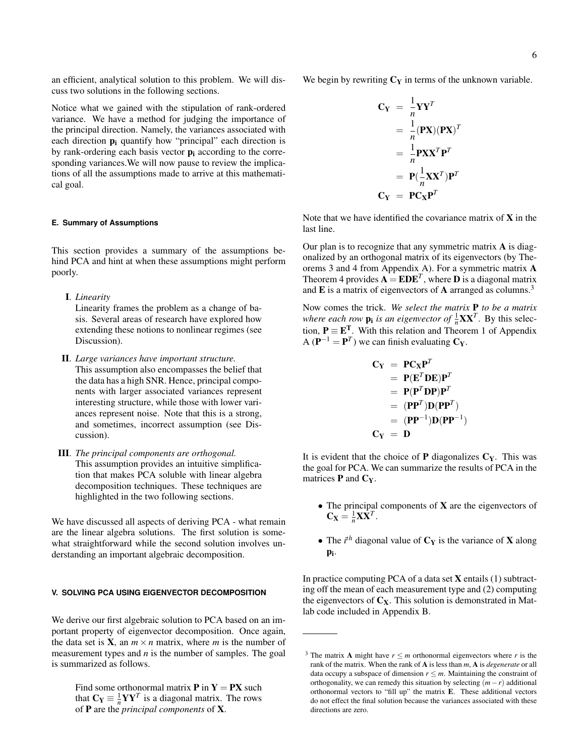an efficient, analytical solution to this problem. We will discuss two solutions in the following sections.

Notice what we gained with the stipulation of rank-ordered variance. We have a method for judging the importance of the principal direction. Namely, the variances associated with each direction $\mathbf{p_i}$ quantify how "principal" each direction is by rank-ordering each basis vector $\mathbf{p_i}$ according to the corresponding variances.We will now pause to review the implications of all the assumptions made to arrive at this mathematical goal.

#### E. Summary of Assumptions

This section provides a summary of the assumptions behind PCA and hint at when these assumptions might perform poorly.

**I**. *Linearity*
Linearity frames the problem as a change of basis. Several areas of research have explored how extending these notions to nonlinear regimes (see Discussion).

**II**. *Large variances have important structure.*
This assumption also encompasses the belief that the data has a high SNR. Hence, principal components with larger associated variances represent interesting structure, while those with lower variances represent noise. Note that this is a strong, and sometimes, incorrect assumption (see Discussion).

**III**. *The principal components are orthogonal.*
This assumption provides an intuitive simplification that makes PCA soluble with linear algebra decomposition techniques. These techniques are highlighted in the two following sections.

We have discussed all aspects of deriving PCA - what remain are the linear algebra solutions. The first solution is somewhat straightforward while the second solution involves understanding an important algebraic decomposition.

### V. SOLVING PCA USING EIGENVECTOR DECOMPOSITION

We derive our first algebraic solution to PCA based on an important property of eigenvector decomposition. Once again, the data set is $\mathbf{X}$, an $m \times n$ matrix, where $m$ is the number of measurement types and $n$ is the number of samples. The goal is summarized as follows.

> Find some orthonormal matrix $\mathbf{P}$ in $\mathbf{Y} = \mathbf{PX}$ such that $\mathbf{C_Y} \equiv \frac{1}{n}\mathbf{YY}^T$ is a diagonal matrix. The rows of $\mathbf{P}$ are the *principal components* of $\mathbf{X}$.

We begin by rewriting $\mathbf{C_Y}$ in terms of the unknown variable.

$$
\begin{aligned}
\mathbf{C_Y} &= \frac{1}{n}\mathbf{YY}^T \\
&= \frac{1}{n}(\mathbf{PX})(\mathbf{PX})^T \\
&= \frac{1}{n}\mathbf{PXX}^T\mathbf{P}^T \\
&= \mathbf{P}(\frac{1}{n}\mathbf{XX}^T)\mathbf{P}^T \\
\mathbf{C_Y} &= \mathbf{PC_XP}^T
\end{aligned}
$$

Note that we have identified the covariance matrix of $\mathbf{X}$ in the last line.

Our plan is to recognize that any symmetric matrix $\mathbf{A}$ is diagonalized by an orthogonal matrix of its eigenvectors (by Theorems 3 and 4 from Appendix A). For a symmetric matrix $\mathbf{A}$ Theorem 4 provides $\mathbf{A} = \mathbf{EDE}^T$, where $\mathbf{D}$ is a diagonal matrix and $\mathbf{E}$ is a matrix of eigenvectors of $\mathbf{A}$ arranged as columns.[3]

Now comes the trick. *We select the matrix* $\mathbf{P}$ *to be a matrix where each row* $\mathbf{p_i}$ *is an eigenvector of* $\frac{1}{n}\mathbf{XX}^T$. By this selection, $\mathbf{P} \equiv \mathbf{E^T}$. With this relation and Theorem 1 of Appendix A ($\mathbf{P}^{-1} = \mathbf{P}^T$) we can finish evaluating $\mathbf{C_Y}$.

$$
\begin{aligned}
\mathbf{C_Y} &= \mathbf{PC_XP}^T \\
&= \mathbf{P}(\mathbf{E}^T\mathbf{DE})\mathbf{P}^T \\
&= \mathbf{P}(\mathbf{P}^T\mathbf{DP})\mathbf{P}^T \\
&= (\mathbf{PP}^T)\mathbf{D}(\mathbf{PP}^T) \\
&= (\mathbf{PP}^{-1})\mathbf{D}(\mathbf{PP}^{-1}) \\
\mathbf{C_Y} &= \mathbf{D}
\end{aligned}
$$

It is evident that the choice of $\mathbf{P}$ diagonalizes $\mathbf{C_Y}$. This was the goal for PCA. We can summarize the results of PCA in the matrices $\mathbf{P}$ and $\mathbf{C_Y}$.

- The principal components of $\mathbf{X}$ are the eigenvectors of $\mathbf{C_X} = \frac{1}{n}\mathbf{XX}^T$.
- The $i^{th}$ diagonal value of $\mathbf{C_Y}$ is the variance of $\mathbf{X}$ along $\mathbf{p_i}$.

In practice computing PCA of a data set $\mathbf{X}$ entails (1) subtracting off the mean of each measurement type and (2) computing the eigenvectors of $\mathbf{C_X}$. This solution is demonstrated in Matlab code included in Appendix B.

---

[3] The matrix $\mathbf{A}$ might have $r \leq m$ orthonormal eigenvectors where $r$ is the rank of the matrix. When the rank of $\mathbf{A}$ is less than $m$, $\mathbf{A}$ is *degenerate* or all data occupy a subspace of dimension $r \leq m$. Maintaining the constraint of orthogonality, we can remedy this situation by selecting $(m - r)$ additional orthonormal vectors to "fill up" the matrix $\mathbf{E}$. These additional vectors do not effect the final solution because the variances associated with these directions are zero.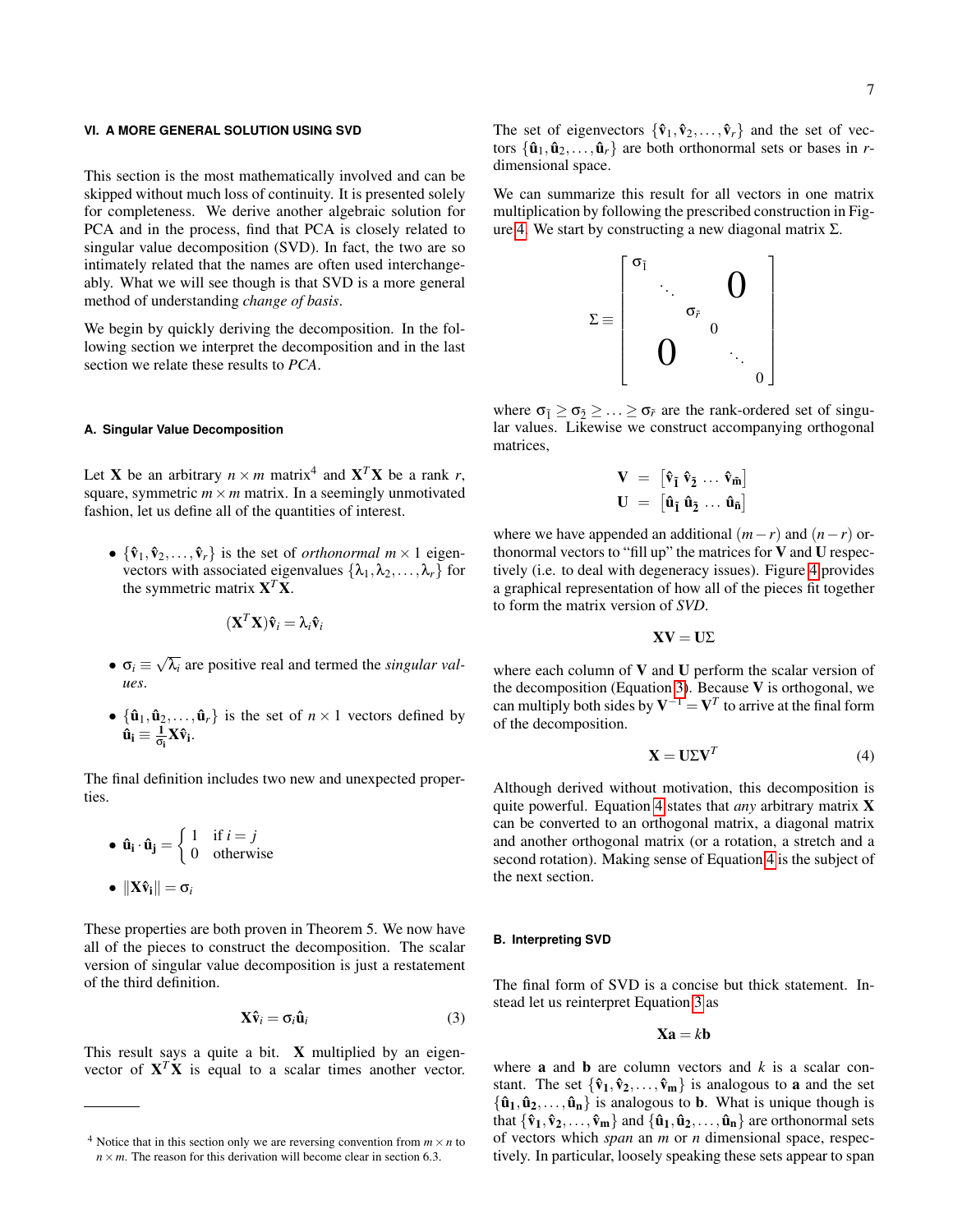## VI. A MORE GENERAL SOLUTION USING SVD

This section is the most mathematically involved and can be skipped without much loss of continuity. It is presented solely for completeness. We derive another algebraic solution for PCA and in the process, find that PCA is closely related to singular value decomposition (SVD). In fact, the two are so intimately related that the names are often used interchangeably. What we will see though is that SVD is a more general method of understanding *change of basis*.

We begin by quickly deriving the decomposition. In the following section we interpret the decomposition and in the last section we relate these results to *PCA*.

### A. Singular Value Decomposition

Let $\mathbf{X}$ be an arbitrary $n \times m$ matrix[4] and $\mathbf{X}^T\mathbf{X}$ be a rank $r$, square, symmetric $m \times m$ matrix. In a seemingly unmotivated fashion, let us define all of the quantities of interest.

- $\{\hat{\mathbf{v}}_1, \hat{\mathbf{v}}_2, \ldots, \hat{\mathbf{v}}_r\}$ is the set of *orthonormal* $m \times 1$ eigenvectors with associated eigenvalues $\{\lambda_1, \lambda_2, \ldots, \lambda_r\}$ for the symmetric matrix $\mathbf{X}^T\mathbf{X}$.

$$(\mathbf{X}^T\mathbf{X})\hat{\mathbf{v}}_i = \lambda_i \hat{\mathbf{v}}_i$$

- $\sigma_i \equiv \sqrt{\lambda_i}$ are positive real and termed the *singular values*.

- $\{\hat{\mathbf{u}}_1, \hat{\mathbf{u}}_2, \ldots, \hat{\mathbf{u}}_r\}$ is the set of $n \times 1$ vectors defined by $\hat{\mathbf{u}}_\mathbf{i} \equiv \frac{1}{\sigma_\mathbf{i}} \mathbf{X}\hat{\mathbf{v}}_\mathbf{i}$.

The final definition includes two new and unexpected properties.

- $\hat{\mathbf{u}}_\mathbf{i} \cdot \hat{\mathbf{u}}_\mathbf{j} = \begin{cases} 1 & \text{if } i = j \\ 0 & \text{otherwise} \end{cases}$

- $\|\mathbf{X}\hat{\mathbf{v}}_\mathbf{i}\| = \sigma_i$

These properties are both proven in Theorem 5. We now have all of the pieces to construct the decomposition. The scalar version of singular value decomposition is just a restatement of the third definition.

$$\mathbf{X}\hat{\mathbf{v}}_i = \sigma_i \hat{\mathbf{u}}_i \tag{3}$$

This result says a quite a bit. $\mathbf{X}$ multiplied by an eigenvector of $\mathbf{X}^T\mathbf{X}$ is equal to a scalar times another vector. The set of eigenvectors $\{\hat{\mathbf{v}}_1, \hat{\mathbf{v}}_2, \ldots, \hat{\mathbf{v}}_r\}$ and the set of vectors $\{\hat{\mathbf{u}}_1, \hat{\mathbf{u}}_2, \ldots, \hat{\mathbf{u}}_r\}$ are both orthonormal sets or bases in $r$-dimensional space.

We can summarize this result for all vectors in one matrix multiplication by following the prescribed construction in Figure 4. We start by constructing a new diagonal matrix $\Sigma$.

$$\Sigma \equiv \begin{bmatrix} \sigma_{\tilde{1}} & & & & \\ & \ddots & & \mathbf{0} & \\ & & \sigma_{\tilde{r}} & & \\ & & & 0 & \\ & \mathbf{0} & & & \ddots \\ & & & & & 0 \end{bmatrix}$$

where $\sigma_{\tilde{1}} \geq \sigma_{\tilde{2}} \geq \ldots \geq \sigma_{\tilde{r}}$ are the rank-ordered set of singular values. Likewise we construct accompanying orthogonal matrices,

$$\begin{aligned} \mathbf{V} &= \left[\hat{\mathbf{v}}_{\tilde{\mathbf{1}}}\ \hat{\mathbf{v}}_{\tilde{\mathbf{2}}}\ \ldots\ \hat{\mathbf{v}}_{\tilde{\mathbf{m}}}\right] \\ \mathbf{U} &= \left[\hat{\mathbf{u}}_{\tilde{\mathbf{1}}}\ \hat{\mathbf{u}}_{\tilde{\mathbf{2}}}\ \ldots\ \hat{\mathbf{u}}_{\tilde{\mathbf{n}}}\right] \end{aligned}$$

where we have appended an additional $(m-r)$ and $(n-r)$ orthonormal vectors to "fill up" the matrices for $\mathbf{V}$ and $\mathbf{U}$ respectively (i.e. to deal with degeneracy issues). Figure 4 provides a graphical representation of how all of the pieces fit together to form the matrix version of *SVD*.

$$\mathbf{X}\mathbf{V} = \mathbf{U}\Sigma$$

where each column of $\mathbf{V}$ and $\mathbf{U}$ perform the scalar version of the decomposition (Equation 3). Because $\mathbf{V}$ is orthogonal, we can multiply both sides by $\mathbf{V}^{-1} = \mathbf{V}^T$ to arrive at the final form of the decomposition.

$$\mathbf{X} = \mathbf{U}\Sigma\mathbf{V}^T \tag{4}$$

Although derived without motivation, this decomposition is quite powerful. Equation 4 states that *any* arbitrary matrix $\mathbf{X}$ can be converted to an orthogonal matrix, a diagonal matrix and another orthogonal matrix (or a rotation, a stretch and a second rotation). Making sense of Equation 4 is the subject of the next section.

### B. Interpreting SVD

The final form of SVD is a concise but thick statement. Instead let us reinterpret Equation 3 as

$$\mathbf{X}\mathbf{a} = k\mathbf{b}$$

where $\mathbf{a}$ and $\mathbf{b}$ are column vectors and $k$ is a scalar constant. The set $\{\hat{\mathbf{v}}_\mathbf{1}, \hat{\mathbf{v}}_\mathbf{2}, \ldots, \hat{\mathbf{v}}_\mathbf{m}\}$ is analogous to $\mathbf{a}$ and the set $\{\hat{\mathbf{u}}_\mathbf{1}, \hat{\mathbf{u}}_\mathbf{2}, \ldots, \hat{\mathbf{u}}_\mathbf{n}\}$ is analogous to $\mathbf{b}$. What is unique though is that $\{\hat{\mathbf{v}}_\mathbf{1}, \hat{\mathbf{v}}_\mathbf{2}, \ldots, \hat{\mathbf{v}}_\mathbf{m}\}$ and $\{\hat{\mathbf{u}}_\mathbf{1}, \hat{\mathbf{u}}_\mathbf{2}, \ldots, \hat{\mathbf{u}}_\mathbf{n}\}$ are orthonormal sets of vectors which *span* an $m$ or $n$ dimensional space, respectively. In particular, loosely speaking these sets appear to span

[4] Notice that in this section only we are reversing convention from $m \times n$ to $n \times m$. The reason for this derivation will become clear in section 6.3.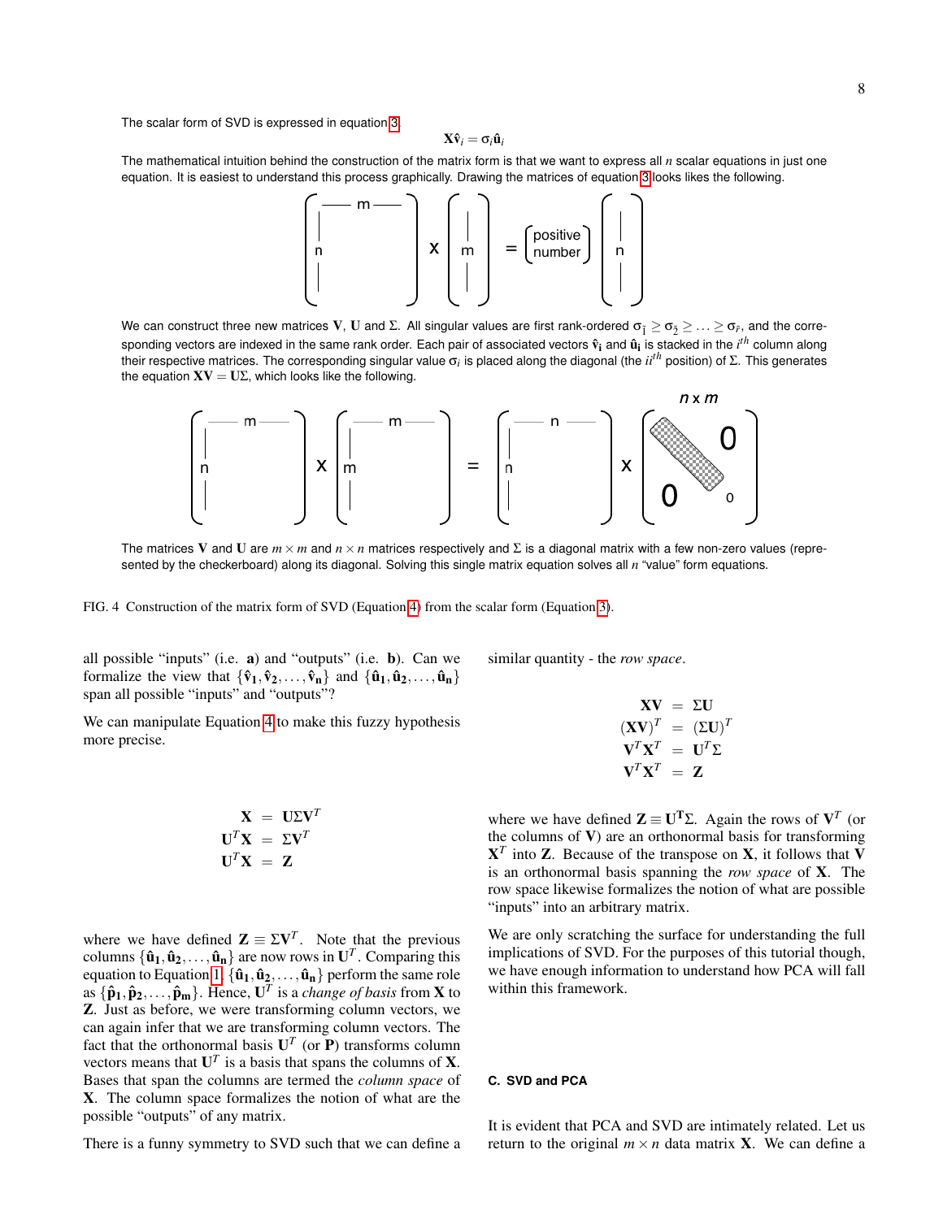The scalar form of SVD is expressed in equation 3.

$$\mathbf{X}\hat{\mathbf{v}}_i = \sigma_i \hat{\mathbf{u}}_i$$

The mathematical intuition behind the construction of the matrix form is that we want to express all $n$ scalar equations in just one equation. It is easiest to understand this process graphically. Drawing the matrices of equation 3 looks likes the following.

We can construct three new matrices $\mathbf{V}$, $\mathbf{U}$ and $\Sigma$. All singular values are first rank-ordered $\sigma_{\tilde{1}} \geq \sigma_{\tilde{2}} \geq \ldots \geq \sigma_{\tilde{r}}$, and the corresponding vectors are indexed in the same rank order. Each pair of associated vectors $\hat{\mathbf{v}}_\mathbf{i}$ and $\hat{\mathbf{u}}_\mathbf{i}$ is stacked in the $i^{th}$ column along their respective matrices. The corresponding singular value $\sigma_i$ is placed along the diagonal (the $ii^{th}$ position) of $\Sigma$. This generates the equation $\mathbf{XV} = \mathbf{U}\Sigma$, which looks like the following.

The matrices $\mathbf{V}$ and $\mathbf{U}$ are $m \times m$ and $n \times n$ matrices respectively and $\Sigma$ is a diagonal matrix with a few non-zero values (represented by the checkerboard) along its diagonal. Solving this single matrix equation solves all $n$ "value" form equations.

FIG. 4 Construction of the matrix form of SVD (Equation 4) from the scalar form (Equation 3).

all possible "inputs" (i.e. $\mathbf{a}$) and "outputs" (i.e. $\mathbf{b}$). Can we formalize the view that $\{\hat{\mathbf{v}}_\mathbf{1}, \hat{\mathbf{v}}_\mathbf{2}, \ldots, \hat{\mathbf{v}}_\mathbf{n}\}$ and $\{\hat{\mathbf{u}}_\mathbf{1}, \hat{\mathbf{u}}_\mathbf{2}, \ldots, \hat{\mathbf{u}}_\mathbf{n}\}$ span all possible "inputs" and "outputs"?

We can manipulate Equation 4 to make this fuzzy hypothesis more precise.

$$\begin{aligned}
\mathbf{X} &= \mathbf{U}\Sigma\mathbf{V}^T \\
\mathbf{U}^T\mathbf{X} &= \Sigma\mathbf{V}^T \\
\mathbf{U}^T\mathbf{X} &= \mathbf{Z}
\end{aligned}$$

where we have defined $\mathbf{Z} \equiv \Sigma\mathbf{V}^T$. Note that the previous columns $\{\hat{\mathbf{u}}_\mathbf{1}, \hat{\mathbf{u}}_\mathbf{2}, \ldots, \hat{\mathbf{u}}_\mathbf{n}\}$ are now rows in $\mathbf{U}^T$. Comparing this equation to Equation 1, $\{\hat{\mathbf{u}}_\mathbf{1}, \hat{\mathbf{u}}_\mathbf{2}, \ldots, \hat{\mathbf{u}}_\mathbf{n}\}$ perform the same role as $\{\hat{\mathbf{p}}_\mathbf{1}, \hat{\mathbf{p}}_\mathbf{2}, \ldots, \hat{\mathbf{p}}_\mathbf{m}\}$. Hence, $\mathbf{U}^T$ is a *change of basis* from $\mathbf{X}$ to $\mathbf{Z}$. Just as before, we were transforming column vectors, we can again infer that we are transforming column vectors. The fact that the orthonormal basis $\mathbf{U}^T$ (or $\mathbf{P}$) transforms column vectors means that $\mathbf{U}^T$ is a basis that spans the columns of $\mathbf{X}$. Bases that span the columns are termed the *column space* of $\mathbf{X}$. The column space formalizes the notion of what are the possible "outputs" of any matrix.

There is a funny symmetry to SVD such that we can define a similar quantity - the *row space*.

$$\begin{aligned}
\mathbf{XV} &= \Sigma\mathbf{U} \\
(\mathbf{XV})^T &= (\Sigma\mathbf{U})^T \\
\mathbf{V}^T\mathbf{X}^T &= \mathbf{U}^T\Sigma \\
\mathbf{V}^T\mathbf{X}^T &= \mathbf{Z}
\end{aligned}$$

where we have defined $\mathbf{Z} \equiv \mathbf{U}^\mathbf{T}\Sigma$. Again the rows of $\mathbf{V}^T$ (or the columns of $\mathbf{V}$) are an orthonormal basis for transforming $\mathbf{X}^T$ into $\mathbf{Z}$. Because of the transpose on $\mathbf{X}$, it follows that $\mathbf{V}$ is an orthonormal basis spanning the *row space* of $\mathbf{X}$. The row space likewise formalizes the notion of what are possible "inputs" into an arbitrary matrix.

We are only scratching the surface for understanding the full implications of SVD. For the purposes of this tutorial though, we have enough information to understand how PCA will fall within this framework.

### C. SVD and PCA

It is evident that PCA and SVD are intimately related. Let us return to the original $m \times n$ data matrix $\mathbf{X}$. We can define a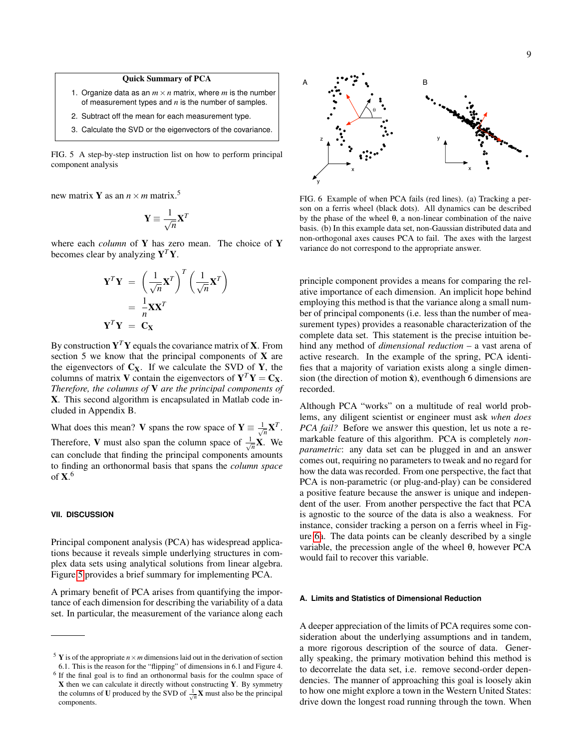**Quick Summary of PCA**

1. Organize data as an $m \times n$ matrix, where $m$ is the number of measurement types and $n$ is the number of samples.
2. Subtract off the mean for each measurement type.
3. Calculate the SVD or the eigenvectors of the covariance.

FIG. 5 A step-by-step instruction list on how to perform principal component analysis

new matrix $\mathbf{Y}$ as an $n \times m$ matrix.[5]

$$\mathbf{Y} \equiv \frac{1}{\sqrt{n}} \mathbf{X}^T$$

where each *column* of $\mathbf{Y}$ has zero mean. The choice of $\mathbf{Y}$ becomes clear by analyzing $\mathbf{Y}^T\mathbf{Y}$.

$$\begin{aligned}
\mathbf{Y}^T\mathbf{Y} &= \left(\frac{1}{\sqrt{n}}\mathbf{X}^T\right)^T \left(\frac{1}{\sqrt{n}}\mathbf{X}^T\right) \\
&= \frac{1}{n}\mathbf{X}\mathbf{X}^T \\
\mathbf{Y}^T\mathbf{Y} &= \mathbf{C}_\mathbf{X}
\end{aligned}$$

By construction $\mathbf{Y}^T\mathbf{Y}$ equals the covariance matrix of $\mathbf{X}$. From section 5 we know that the principal components of $\mathbf{X}$ are the eigenvectors of $\mathbf{C}_\mathbf{X}$. If we calculate the SVD of $\mathbf{Y}$, the columns of matrix $\mathbf{V}$ contain the eigenvectors of $\mathbf{Y}^T\mathbf{Y} = \mathbf{C}_\mathbf{X}$. *Therefore, the columns of* $\mathbf{V}$ *are the principal components of* $\mathbf{X}$. This second algorithm is encapsulated in Matlab code included in Appendix B.

What does this mean? $\mathbf{V}$ spans the row space of $\mathbf{Y} \equiv \frac{1}{\sqrt{n}}\mathbf{X}^T$. Therefore, $\mathbf{V}$ must also span the column space of $\frac{1}{\sqrt{n}}\mathbf{X}$. We can conclude that finding the principal components amounts to finding an orthonormal basis that spans the *column space* of $\mathbf{X}$.[6]

## VII. DISCUSSION

Principal component analysis (PCA) has widespread applications because it reveals simple underlying structures in complex data sets using analytical solutions from linear algebra. Figure 5 provides a brief summary for implementing PCA.

A primary benefit of PCA arises from quantifying the importance of each dimension for describing the variability of a data set. In particular, the measurement of the variance along each principle component provides a means for comparing the relative importance of each dimension. An implicit hope behind employing this method is that the variance along a small number of principal components (i.e. less than the number of measurement types) provides a reasonable characterization of the complete data set. This statement is the precise intuition behind any method of *dimensional reduction* – a vast arena of active research. In the example of the spring, PCA identifies that a majority of variation exists along a single dimension (the direction of motion $\hat{\mathbf{x}}$), eventhough 6 dimensions are recorded.

FIG. 6 Example of when PCA fails (red lines). (a) Tracking a person on a ferris wheel (black dots). All dynamics can be described by the phase of the wheel $\theta$, a non-linear combination of the naive basis. (b) In this example data set, non-Gaussian distributed data and non-orthogonal axes causes PCA to fail. The axes with the largest variance do not correspond to the appropriate answer.

Although PCA "works" on a multitude of real world problems, any diligent scientist or engineer must ask *when does PCA fail?* Before we answer this question, let us note a remarkable feature of this algorithm. PCA is completely *non-parametric*: any data set can be plugged in and an answer comes out, requiring no parameters to tweak and no regard for how the data was recorded. From one perspective, the fact that PCA is non-parametric (or plug-and-play) can be considered a positive feature because the answer is unique and independent of the user. From another perspective the fact that PCA is agnostic to the source of the data is also a weakness. For instance, consider tracking a person on a ferris wheel in Figure 6a. The data points can be cleanly described by a single variable, the precession angle of the wheel $\theta$, however PCA would fail to recover this variable.

### A. Limits and Statistics of Dimensional Reduction

A deeper appreciation of the limits of PCA requires some consideration about the underlying assumptions and in tandem, a more rigorous description of the source of data. Generally speaking, the primary motivation behind this method is to decorrelate the data set, i.e. remove second-order dependencies. The manner of approaching this goal is loosely akin to how one might explore a town in the Western United States: drive down the longest road running through the town. When

---

[5] $\mathbf{Y}$ is of the appropriate $n \times m$ dimensions laid out in the derivation of section 6.1. This is the reason for the "flipping" of dimensions in 6.1 and Figure 4.

[6] If the final goal is to find an orthonormal basis for the coulmn space of $\mathbf{X}$ then we can calculate it directly without constructing $\mathbf{Y}$. By symmetry the columns of $\mathbf{U}$ produced by the SVD of $\frac{1}{\sqrt{n}}\mathbf{X}$ must also be the principal components.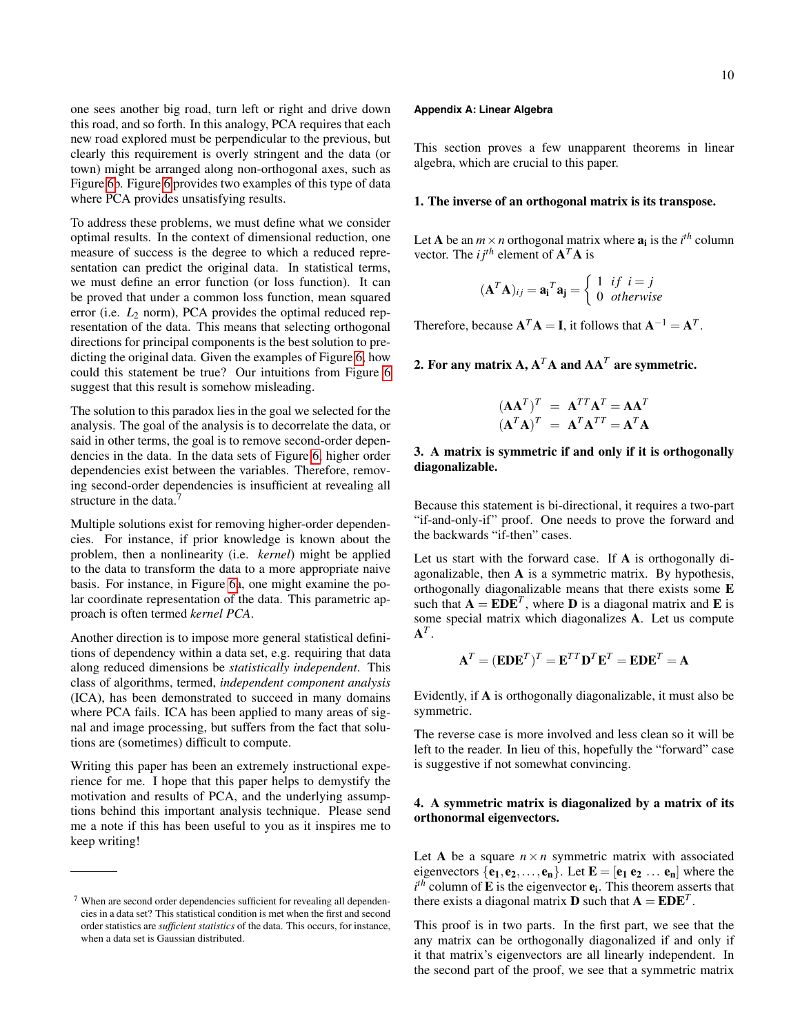one sees another big road, turn left or right and drive down this road, and so forth. In this analogy, PCA requires that each new road explored must be perpendicular to the previous, but clearly this requirement is overly stringent and the data (or town) might be arranged along non-orthogonal axes, such as Figure 6b. Figure 6 provides two examples of this type of data where PCA provides unsatisfying results.

To address these problems, we must define what we consider optimal results. In the context of dimensional reduction, one measure of success is the degree to which a reduced representation can predict the original data. In statistical terms, we must define an error function (or loss function). It can be proved that under a common loss function, mean squared error (i.e. $L_2$ norm), PCA provides the optimal reduced representation of the data. This means that selecting orthogonal directions for principal components is the best solution to predicting the original data. Given the examples of Figure 6, how could this statement be true? Our intuitions from Figure 6 suggest that this result is somehow misleading.

The solution to this paradox lies in the goal we selected for the analysis. The goal of the analysis is to decorrelate the data, or said in other terms, the goal is to remove second-order dependencies in the data. In the data sets of Figure 6, higher order dependencies exist between the variables. Therefore, removing second-order dependencies is insufficient at revealing all structure in the data.[7]

Multiple solutions exist for removing higher-order dependencies. For instance, if prior knowledge is known about the problem, then a nonlinearity (i.e. *kernel*) might be applied to the data to transform the data to a more appropriate naive basis. For instance, in Figure 6a, one might examine the polar coordinate representation of the data. This parametric approach is often termed *kernel PCA*.

Another direction is to impose more general statistical definitions of dependency within a data set, e.g. requiring that data along reduced dimensions be *statistically independent*. This class of algorithms, termed, *independent component analysis* (ICA), has been demonstrated to succeed in many domains where PCA fails. ICA has been applied to many areas of signal and image processing, but suffers from the fact that solutions are (sometimes) difficult to compute.

Writing this paper has been an extremely instructional experience for me. I hope that this paper helps to demystify the motivation and results of PCA, and the underlying assumptions behind this important analysis technique. Please send me a note if this has been useful to you as it inspires me to keep writing!

[7] When are second order dependencies sufficient for revealing all dependencies in a data set? This statistical condition is met when the first and second order statistics are *sufficient statistics* of the data. This occurs, for instance, when a data set is Gaussian distributed.

## Appendix A: Linear Algebra

This section proves a few unapparent theorems in linear algebra, which are crucial to this paper.

### 1. The inverse of an orthogonal matrix is its transpose.

Let $\mathbf{A}$ be an $m \times n$ orthogonal matrix where $\mathbf{a_i}$ is the $i^{th}$ column vector. The $ij^{th}$ element of $\mathbf{A}^T\mathbf{A}$ is

$$(\mathbf{A}^T\mathbf{A})_{ij} = \mathbf{a_i}^T\mathbf{a_j} = \begin{cases} 1 & if \;\; i=j \\ 0 & otherwise \end{cases}$$

Therefore, because $\mathbf{A}^T\mathbf{A} = \mathbf{I}$, it follows that $\mathbf{A}^{-1} = \mathbf{A}^T$.

### 2. For any matrix A, $\mathbf{A}^T\mathbf{A}$ and $\mathbf{A}\mathbf{A}^T$ are symmetric.

$$\begin{aligned} (\mathbf{A}\mathbf{A}^T)^T &= \mathbf{A}^{TT}\mathbf{A}^T = \mathbf{A}\mathbf{A}^T \\ (\mathbf{A}^T\mathbf{A})^T &= \mathbf{A}^T\mathbf{A}^{TT} = \mathbf{A}^T\mathbf{A} \end{aligned}$$

### 3. A matrix is symmetric if and only if it is orthogonally diagonalizable.

Because this statement is bi-directional, it requires a two-part "if-and-only-if" proof. One needs to prove the forward and the backwards "if-then" cases.

Let us start with the forward case. If $\mathbf{A}$ is orthogonally diagonalizable, then $\mathbf{A}$ is a symmetric matrix. By hypothesis, orthogonally diagonalizable means that there exists some $\mathbf{E}$ such that $\mathbf{A} = \mathbf{E}\mathbf{D}\mathbf{E}^T$, where $\mathbf{D}$ is a diagonal matrix and $\mathbf{E}$ is some special matrix which diagonalizes $\mathbf{A}$. Let us compute $\mathbf{A}^T$.

$$\mathbf{A}^T = (\mathbf{E}\mathbf{D}\mathbf{E}^T)^T = \mathbf{E}^{TT}\mathbf{D}^T\mathbf{E}^T = \mathbf{E}\mathbf{D}\mathbf{E}^T = \mathbf{A}$$

Evidently, if $\mathbf{A}$ is orthogonally diagonalizable, it must also be symmetric.

The reverse case is more involved and less clean so it will be left to the reader. In lieu of this, hopefully the "forward" case is suggestive if not somewhat convincing.

### 4. A symmetric matrix is diagonalized by a matrix of its orthonormal eigenvectors.

Let $\mathbf{A}$ be a square $n \times n$ symmetric matrix with associated eigenvectors $\{\mathbf{e_1}, \mathbf{e_2}, \ldots, \mathbf{e_n}\}$. Let $\mathbf{E} = [\mathbf{e_1}\; \mathbf{e_2}\; \ldots\; \mathbf{e_n}]$ where the $i^{th}$ column of $\mathbf{E}$ is the eigenvector $\mathbf{e_i}$. This theorem asserts that there exists a diagonal matrix $\mathbf{D}$ such that $\mathbf{A} = \mathbf{E}\mathbf{D}\mathbf{E}^T$.

This proof is in two parts. In the first part, we see that the any matrix can be orthogonally diagonalized if and only if it that matrix's eigenvectors are all linearly independent. In the second part of the proof, we see that a symmetric matrix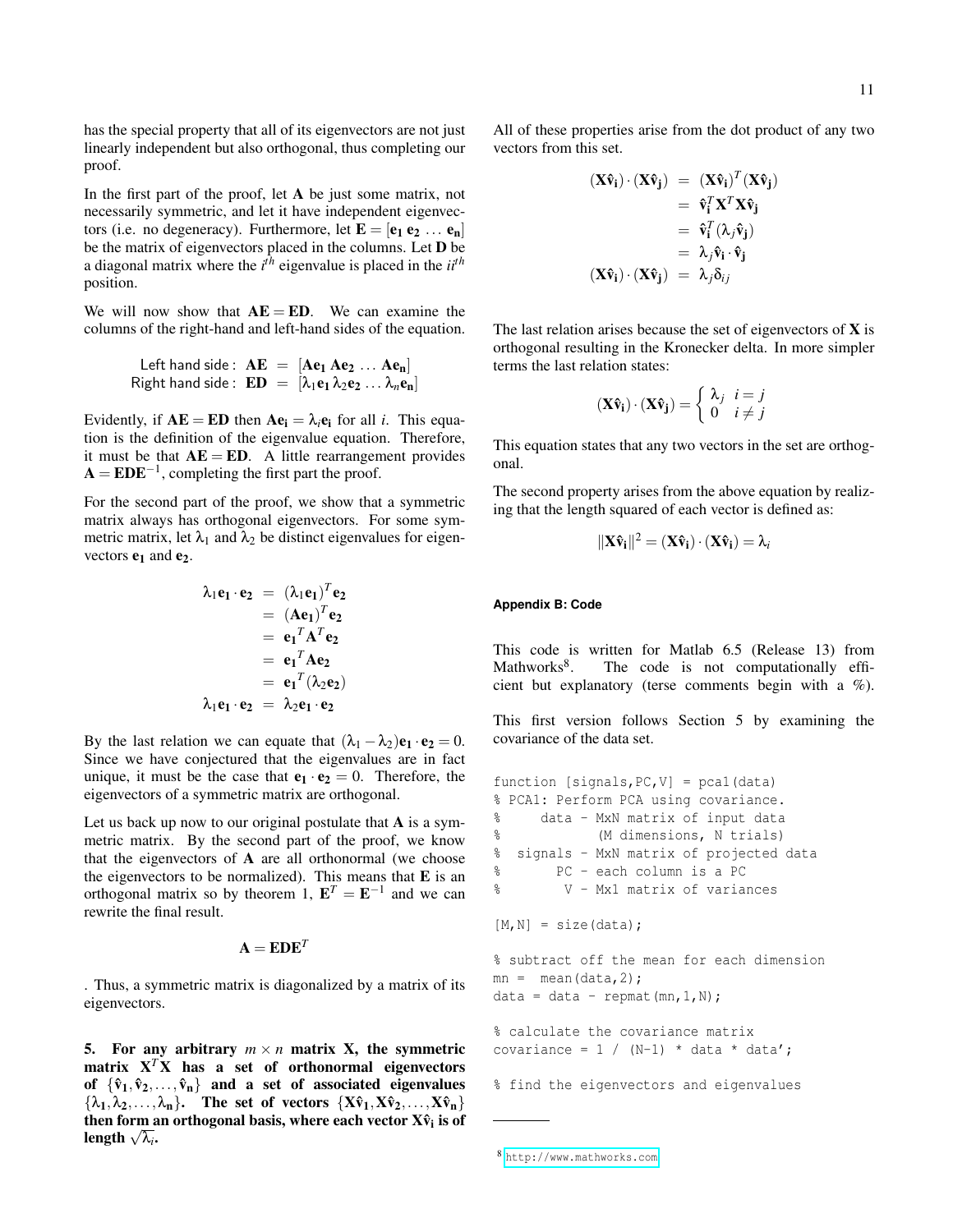has the special property that all of its eigenvectors are not just linearly independent but also orthogonal, thus completing our proof.

In the first part of the proof, let $\mathbf{A}$ be just some matrix, not necessarily symmetric, and let it have independent eigenvectors (i.e. no degeneracy). Furthermore, let $\mathbf{E} = [\mathbf{e_1}\ \mathbf{e_2}\ \ldots\ \mathbf{e_n}]$ be the matrix of eigenvectors placed in the columns. Let $\mathbf{D}$ be a diagonal matrix where the $i^{th}$ eigenvalue is placed in the $ii^{th}$ position.

We will now show that $\mathbf{AE} = \mathbf{ED}$. We can examine the columns of the right-hand and left-hand sides of the equation.

$$\begin{aligned}\text{Left hand side}:\ \mathbf{AE} &= [\mathbf{Ae_1}\ \mathbf{Ae_2}\ \ldots\ \mathbf{Ae_n}] \\ \text{Right hand side}:\ \mathbf{ED} &= [\lambda_1\mathbf{e_1}\ \lambda_2\mathbf{e_2}\ \ldots\ \lambda_n\mathbf{e_n}]\end{aligned}$$

Evidently, if $\mathbf{AE} = \mathbf{ED}$ then $\mathbf{Ae_i} = \lambda_i\mathbf{e_i}$ for all $i$. This equation is the definition of the eigenvalue equation. Therefore, it must be that $\mathbf{AE} = \mathbf{ED}$. A little rearrangement provides $\mathbf{A} = \mathbf{EDE}^{-1}$, completing the first part the proof.

For the second part of the proof, we show that a symmetric matrix always has orthogonal eigenvectors. For some symmetric matrix, let $\lambda_1$ and $\lambda_2$ be distinct eigenvalues for eigenvectors $\mathbf{e_1}$ and $\mathbf{e_2}$.

$$\begin{aligned}\lambda_1\mathbf{e_1}\cdot\mathbf{e_2} &= (\lambda_1\mathbf{e_1})^T\mathbf{e_2} \\ &= (\mathbf{Ae_1})^T\mathbf{e_2} \\ &= \mathbf{e_1}^T\mathbf{A}^T\mathbf{e_2} \\ &= \mathbf{e_1}^T\mathbf{Ae_2} \\ &= \mathbf{e_1}^T(\lambda_2\mathbf{e_2}) \\ \lambda_1\mathbf{e_1}\cdot\mathbf{e_2} &= \lambda_2\mathbf{e_1}\cdot\mathbf{e_2}\end{aligned}$$

By the last relation we can equate that $(\lambda_1 - \lambda_2)\mathbf{e_1}\cdot\mathbf{e_2} = 0$. Since we have conjectured that the eigenvalues are in fact unique, it must be the case that $\mathbf{e_1}\cdot\mathbf{e_2} = 0$. Therefore, the eigenvectors of a symmetric matrix are orthogonal.

Let us back up now to our original postulate that $\mathbf{A}$ is a symmetric matrix. By the second part of the proof, we know that the eigenvectors of $\mathbf{A}$ are all orthonormal (we choose the eigenvectors to be normalized). This means that $\mathbf{E}$ is an orthogonal matrix so by theorem 1, $\mathbf{E}^T = \mathbf{E}^{-1}$ and we can rewrite the final result.

$$\mathbf{A} = \mathbf{EDE}^T$$

. Thus, a symmetric matrix is diagonalized by a matrix of its eigenvectors.

**5. For any arbitrary $m\times n$ matrix $\mathbf{X}$, the symmetric matrix $\mathbf{X}^T\mathbf{X}$ has a set of orthonormal eigenvectors of $\{\hat{\mathbf{v}}_1, \hat{\mathbf{v}}_2, \ldots, \hat{\mathbf{v}}_n\}$ and a set of associated eigenvalues $\{\lambda_1, \lambda_2, \ldots, \lambda_n\}$. The set of vectors $\{\mathbf{X}\hat{\mathbf{v}}_1, \mathbf{X}\hat{\mathbf{v}}_2, \ldots, \mathbf{X}\hat{\mathbf{v}}_n\}$ then form an orthogonal basis, where each vector $\mathbf{X}\hat{\mathbf{v}}_i$ is of length $\sqrt{\lambda_i}$.**

All of these properties arise from the dot product of any two vectors from this set.

$$\begin{aligned}(\mathbf{X}\hat{\mathbf{v}}_i)\cdot(\mathbf{X}\hat{\mathbf{v}}_j) &= (\mathbf{X}\hat{\mathbf{v}}_i)^T(\mathbf{X}\hat{\mathbf{v}}_j) \\ &= \hat{\mathbf{v}}_i^T\mathbf{X}^T\mathbf{X}\hat{\mathbf{v}}_j \\ &= \hat{\mathbf{v}}_i^T(\lambda_j\hat{\mathbf{v}}_j) \\ &= \lambda_j\hat{\mathbf{v}}_i\cdot\hat{\mathbf{v}}_j \\ (\mathbf{X}\hat{\mathbf{v}}_i)\cdot(\mathbf{X}\hat{\mathbf{v}}_j) &= \lambda_j\delta_{ij}\end{aligned}$$

The last relation arises because the set of eigenvectors of $\mathbf{X}$ is orthogonal resulting in the Kronecker delta. In more simpler terms the last relation states:

$$(\mathbf{X}\hat{\mathbf{v}}_i)\cdot(\mathbf{X}\hat{\mathbf{v}}_j) = \begin{cases}\lambda_j & i = j \\ 0 & i \neq j\end{cases}$$

This equation states that any two vectors in the set are orthogonal.

The second property arises from the above equation by realizing that the length squared of each vector is defined as:

$$\|\mathbf{X}\hat{\mathbf{v}}_i\|^2 = (\mathbf{X}\hat{\mathbf{v}}_i)\cdot(\mathbf{X}\hat{\mathbf{v}}_i) = \lambda_i$$

#### Appendix B: Code

This code is written for Matlab 6.5 (Release 13) from Mathworks[8]. The code is not computationally efficient but explanatory (terse comments begin with a %).

This first version follows Section 5 by examining the covariance of the data set.

```
function [signals,PC,V] = pca1(data)
% PCA1: Perform PCA using covariance.
%     data - MxN matrix of input data
%            (M dimensions, N trials)
%  signals - MxN matrix of projected data
%       PC - each column is a PC
%        V - Mx1 matrix of variances

[M,N] = size(data);

% subtract off the mean for each dimension
mn =  mean(data,2);
data = data - repmat(mn,1,N);

% calculate the covariance matrix
covariance = 1 / (N-1) * data * data';

% find the eigenvectors and eigenvalues
```

[8] http://www.mathworks.com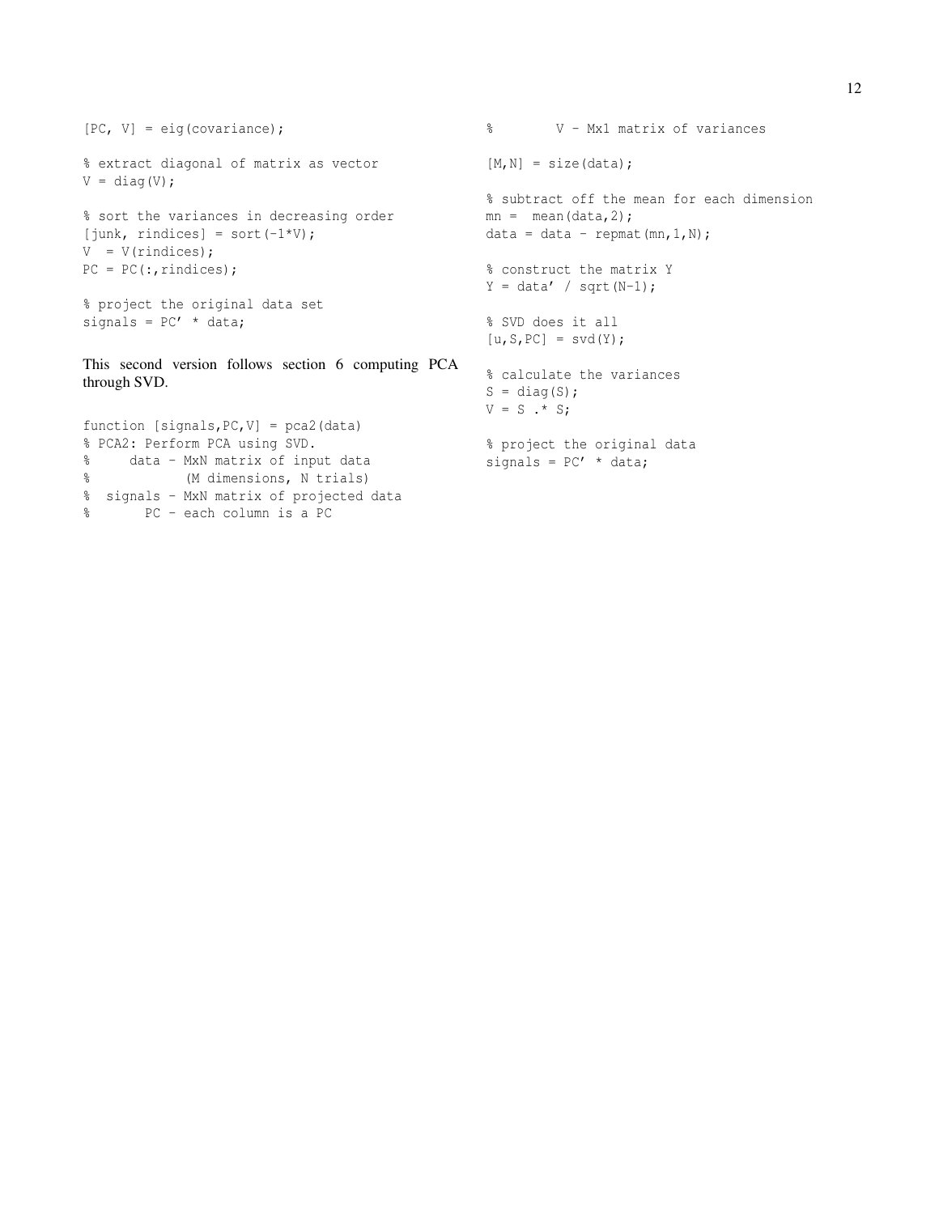```
[PC, V] = eig(covariance);

% extract diagonal of matrix as vector
V = diag(V);

% sort the variances in decreasing order
[junk, rindices] = sort(-1*V);
V  = V(rindices);
PC = PC(:,rindices);

% project the original data set
signals = PC' * data;
```

This second version follows section 6 computing PCA through SVD.

```
function [signals,PC,V] = pca2(data)
% PCA2: Perform PCA using SVD.
%     data - MxN matrix of input data
%            (M dimensions, N trials)
%  signals - MxN matrix of projected data
%       PC - each column is a PC
%        V - Mx1 matrix of variances

[M,N] = size(data);

% subtract off the mean for each dimension
mn =  mean(data,2);
data = data - repmat(mn,1,N);

% construct the matrix Y
Y = data' / sqrt(N-1);

% SVD does it all
[u,S,PC] = svd(Y);

% calculate the variances
S = diag(S);
V = S .* S;

% project the original data
signals = PC' * data;
```